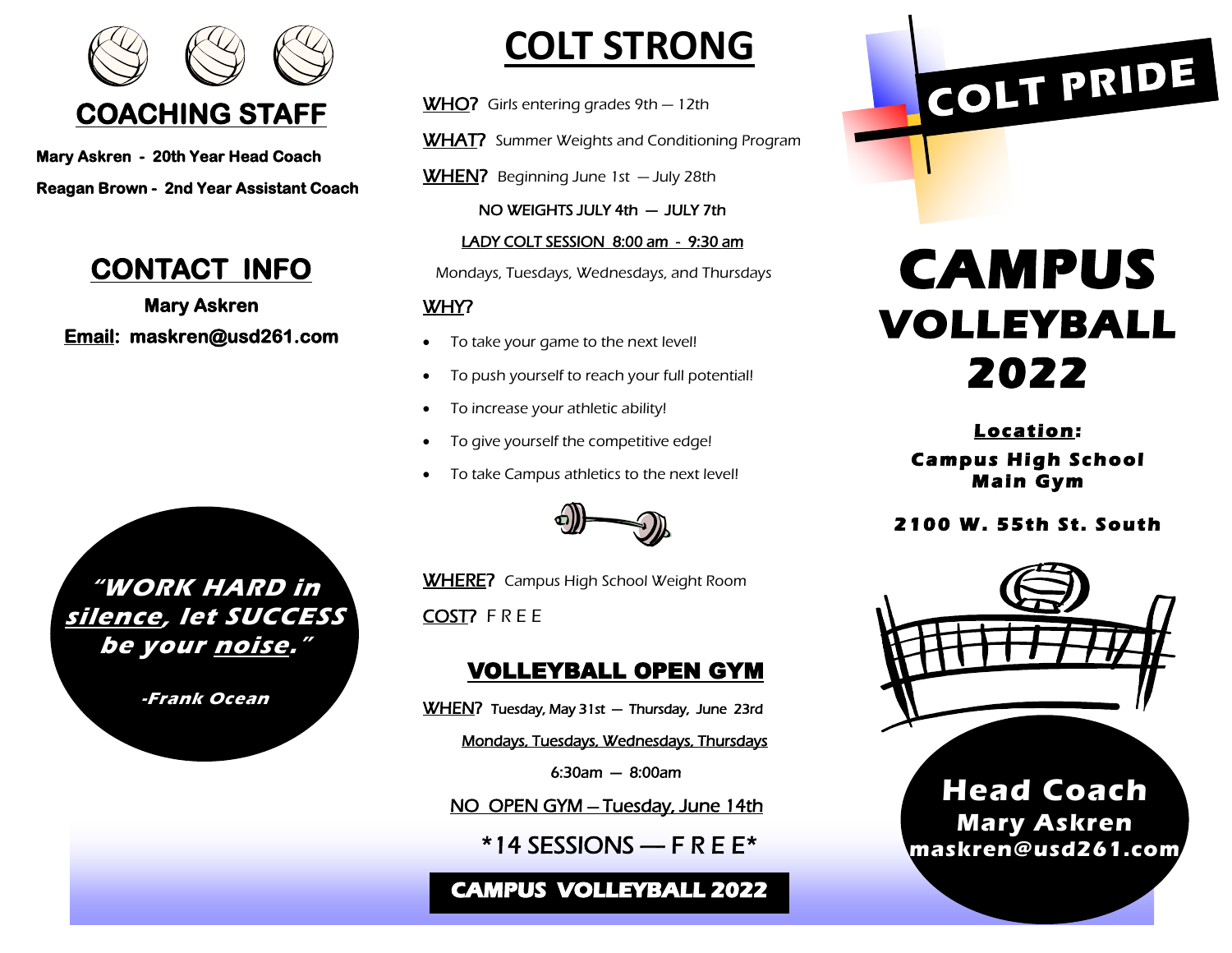## COACHING STAFF

**Mary Askren - 20th Year Head Coach**

**Reagan Brown - 2nd Year Assistant Coach**

## CONTACT INFO

**Mary Askren**

**Email: maskren@usd261.com**

***"WORK HARD in silence, let SUCCESS be your noise."***

***-Frank Ocean***

# COLT STRONG

WHO? Girls entering grades 9th — 12th

WHAT? Summer Weights and Conditioning Program

WHEN? Beginning June 1st — July 28th

NO WEIGHTS JULY 4th — JULY 7th

LADY COLT SESSION 8:00 am - 9:30 am

Mondays, Tuesdays, Wednesdays, and Thursdays

WHY?

- To take your game to the next level!
- To push yourself to reach your full potential!
- To increase your athletic ability!
- To give yourself the competitive edge!
- To take Campus athletics to the next level!

WHERE? Campus High School Weight Room

COST? F R E E

## VOLLEYBALL OPEN GYM

WHEN? Tuesday, May 31st — Thursday, June 23rd

Mondays, Tuesdays, Wednesdays, Thursdays

6:30am — 8:00am

NO OPEN GYM — Tuesday, June 14th

*14 SESSIONS — F R E E*

**CAMPUS VOLLEYBALL 2022**

**COLT PRIDE**

# CAMPUS VOLLEYBALL 2022

**Location:**

**Campus High School Main Gym**

**2100 W. 55th St. South**

**Head Coach**

**Mary Askren**

**maskren@usd261.com**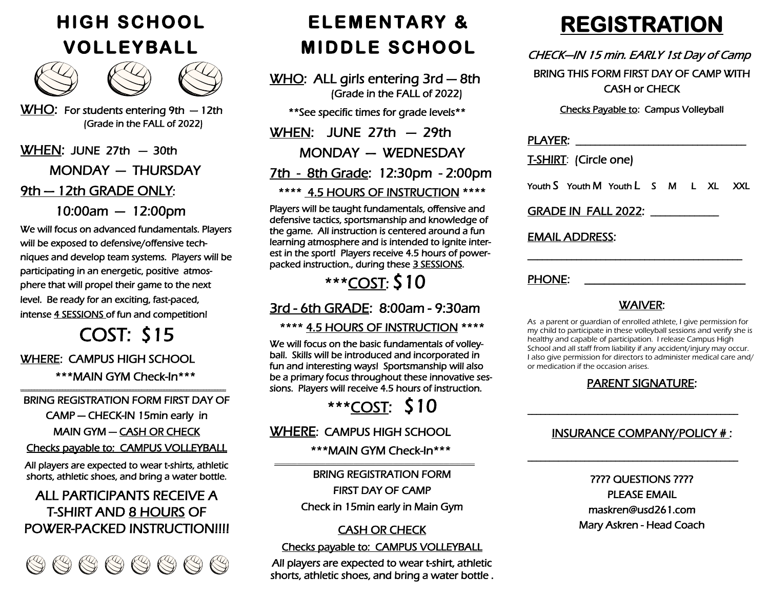# HIGH SCHOOL VOLLEYBALL

WHO: For students entering 9th — 12th (Grade in the FALL of 2022)

WHEN: JUNE 27th — 30th

MONDAY — THURSDAY

9th — 12th GRADE ONLY:

10:00am — 12:00pm

We will focus on advanced fundamentals. Players will be exposed to defensive/offensive techniques and develop team systems. Players will be participating in an energetic, positive atmosphere that will propel their game to the next level. Be ready for an exciting, fast-paced, intense 4 SESSIONS of fun and competition!

## COST: $15

WHERE: CAMPUS HIGH SCHOOL

***MAIN GYM Check-In***

BRING REGISTRATION FORM FIRST DAY OF CAMP — CHECK-IN 15min early in MAIN GYM — CASH OR CHECK

Checks payable to: CAMPUS VOLLEYBALL

All players are expected to wear t-shirts, athletic shorts, athletic shoes, and bring a water bottle.

ALL PARTICIPANTS RECEIVE A T-SHIRT AND 8 HOURS OF POWER-PACKED INSTRUCTION!!!!

# ELEMENTARY & MIDDLE SCHOOL

WHO: ALL girls entering 3rd — 8th (Grade in the FALL of 2022)

**See specific times for grade levels**

WHEN: JUNE 27th — 29th

MONDAY — WEDNESDAY

7th - 8th Grade: 12:30pm - 2:00pm

**** 4.5 HOURS OF INSTRUCTION ****

Players will be taught fundamentals, offensive and defensive tactics, sportsmanship and knowledge of the game. All instruction is centered around a fun learning atmosphere and is intended to ignite interest in the sport! Players receive 4.5 hours of power-packed instruction., during these 3 SESSIONS.

***COST: $10

3rd - 6th GRADE: 8:00am - 9:30am

**** 4.5 HOURS OF INSTRUCTION ****

We will focus on the basic fundamentals of volleyball. Skills will be introduced and incorporated in fun and interesting ways! Sportsmanship will also be a primary focus throughout these innovative sessions. Players will receive 4.5 hours of instruction.

***COST: $10

WHERE: CAMPUS HIGH SCHOOL

***MAIN GYM Check-In***

BRING REGISTRATION FORM

FIRST DAY OF CAMP

Check in 15min early in Main Gym

CASH OR CHECK

Checks payable to: CAMPUS VOLLEYBALL

All players are expected to wear t-shirt, athletic shorts, athletic shoes, and bring a water bottle .

# REGISTRATION

*CHECK—IN 15 min. EARLY 1st Day of Camp*

BRING THIS FORM FIRST DAY OF CAMP WITH CASH or CHECK

Checks Payable to: Campus Volleyball

PLAYER: ______________________________

T-SHIRT: (Circle one)

Youth S Youth M Youth L S M L XL XXL

GRADE IN FALL 2022: ____________

EMAIL ADDRESS:

______________________________________

PHONE: ____________________________

WAIVER:

As a parent or guardian of enrolled athlete, I give permission for my child to participate in these volleyball sessions and verify she is healthy and capable of participation. I release Campus High School and all staff from liability if any accident/injury may occur. I also give permission for directors to administer medical care and/or medication if the occasion arises.

PARENT SIGNATURE:

______________________________________

INSURANCE COMPANY/POLICY # :

______________________________________

???? QUESTIONS ????

PLEASE EMAIL

maskren@usd261.com

Mary Askren - Head Coach